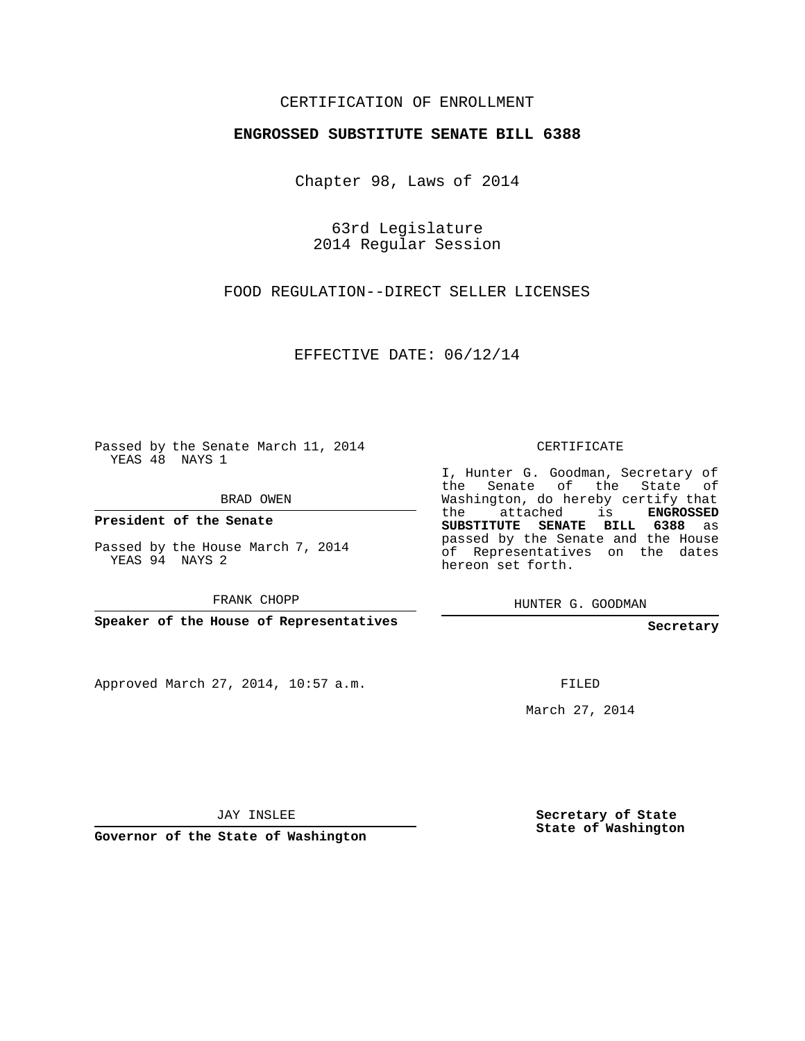CERTIFICATION OF ENROLLMENT

**ENGROSSED SUBSTITUTE SENATE BILL 6388**

Chapter 98, Laws of 2014

63rd Legislature
2014 Regular Session

FOOD REGULATION--DIRECT SELLER LICENSES

EFFECTIVE DATE: 06/12/14

Passed by the Senate March 11, 2014
YEAS 48 NAYS 1

BRAD OWEN

**President of the Senate**

Passed by the House March 7, 2014
YEAS 94 NAYS 2

FRANK CHOPP

**Speaker of the House of Representatives**

CERTIFICATE

I, Hunter G. Goodman, Secretary of the Senate of the State of Washington, do hereby certify that the attached is **ENGROSSED SUBSTITUTE SENATE BILL 6388** as passed by the Senate and the House of Representatives on the dates hereon set forth.

HUNTER G. GOODMAN

**Secretary**

Approved March 27, 2014, 10:57 a.m.

FILED

March 27, 2014

JAY INSLEE

**Governor of the State of Washington**

**Secretary of State**
**State of Washington**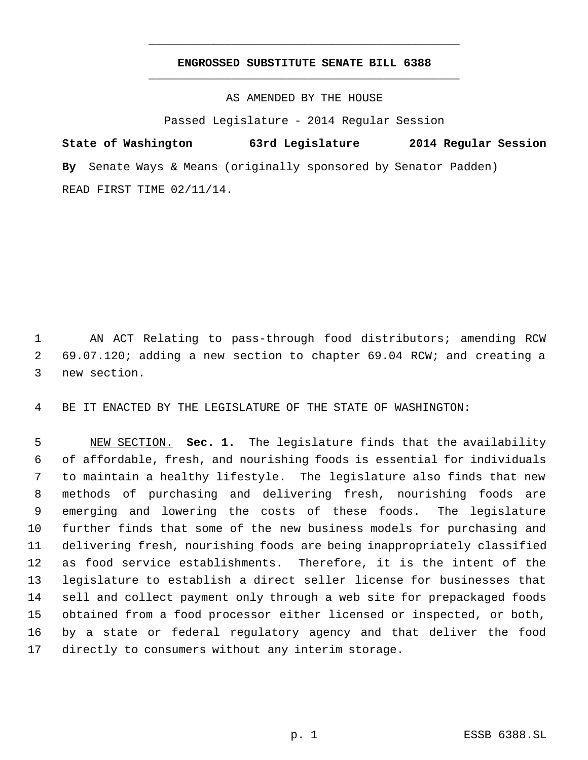# ENGROSSED SUBSTITUTE SENATE BILL 6388

AS AMENDED BY THE HOUSE

Passed Legislature - 2014 Regular Session

**State of Washington 63rd Legislature 2014 Regular Session**

**By** Senate Ways & Means (originally sponsored by Senator Padden)

READ FIRST TIME 02/11/14.

AN ACT Relating to pass-through food distributors; amending RCW 69.07.120; adding a new section to chapter 69.04 RCW; and creating a new section.

BE IT ENACTED BY THE LEGISLATURE OF THE STATE OF WASHINGTON:

NEW SECTION. **Sec. 1.** The legislature finds that the availability of affordable, fresh, and nourishing foods is essential for individuals to maintain a healthy lifestyle. The legislature also finds that new methods of purchasing and delivering fresh, nourishing foods are emerging and lowering the costs of these foods. The legislature further finds that some of the new business models for purchasing and delivering fresh, nourishing foods are being inappropriately classified as food service establishments. Therefore, it is the intent of the legislature to establish a direct seller license for businesses that sell and collect payment only through a web site for prepackaged foods obtained from a food processor either licensed or inspected, or both, by a state or federal regulatory agency and that deliver the food directly to consumers without any interim storage.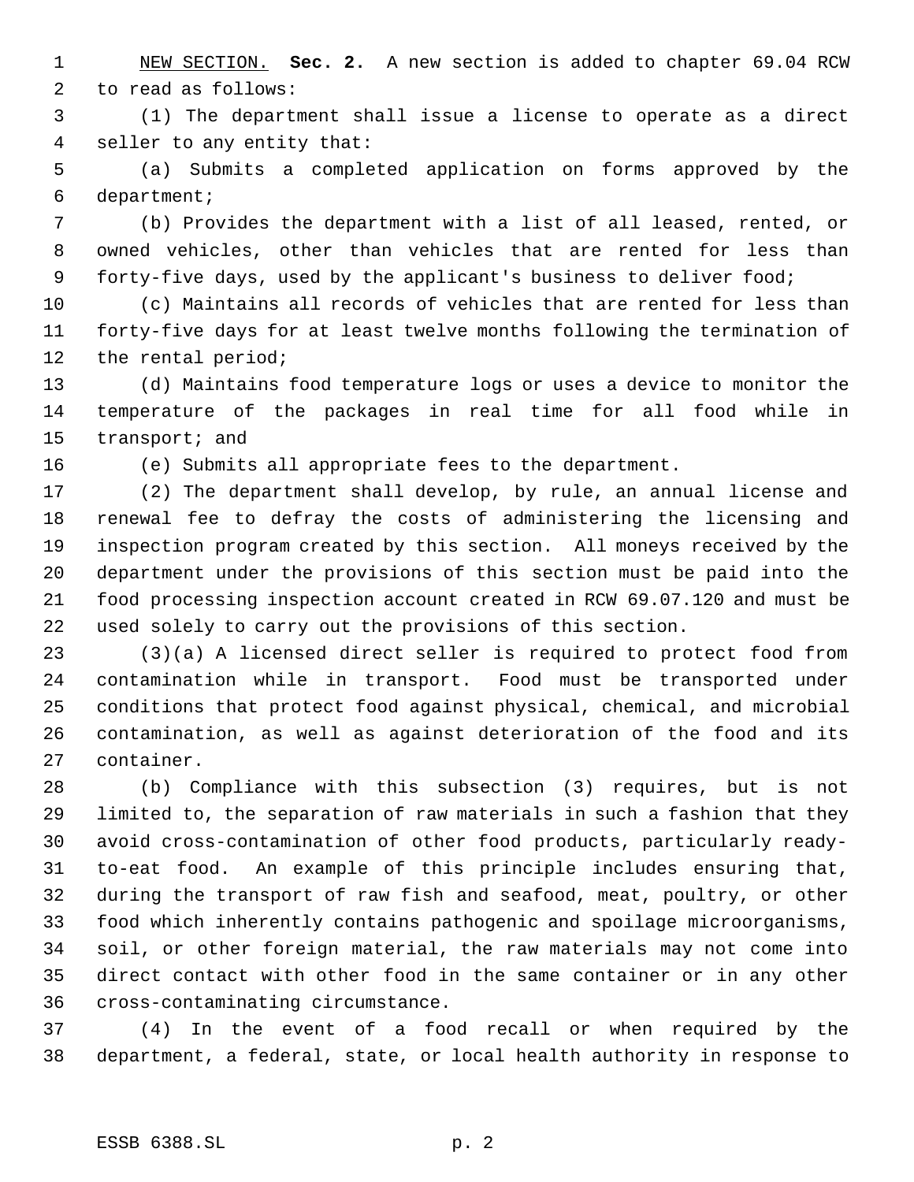NEW SECTION. **Sec. 2.** A new section is added to chapter 69.04 RCW to read as follows:

(1) The department shall issue a license to operate as a direct seller to any entity that:

(a) Submits a completed application on forms approved by the department;

(b) Provides the department with a list of all leased, rented, or owned vehicles, other than vehicles that are rented for less than forty-five days, used by the applicant's business to deliver food;

(c) Maintains all records of vehicles that are rented for less than forty-five days for at least twelve months following the termination of the rental period;

(d) Maintains food temperature logs or uses a device to monitor the temperature of the packages in real time for all food while in transport; and

(e) Submits all appropriate fees to the department.

(2) The department shall develop, by rule, an annual license and renewal fee to defray the costs of administering the licensing and inspection program created by this section. All moneys received by the department under the provisions of this section must be paid into the food processing inspection account created in RCW 69.07.120 and must be used solely to carry out the provisions of this section.

(3)(a) A licensed direct seller is required to protect food from contamination while in transport. Food must be transported under conditions that protect food against physical, chemical, and microbial contamination, as well as against deterioration of the food and its container.

(b) Compliance with this subsection (3) requires, but is not limited to, the separation of raw materials in such a fashion that they avoid cross-contamination of other food products, particularly ready-to-eat food. An example of this principle includes ensuring that, during the transport of raw fish and seafood, meat, poultry, or other food which inherently contains pathogenic and spoilage microorganisms, soil, or other foreign material, the raw materials may not come into direct contact with other food in the same container or in any other cross-contaminating circumstance.

(4) In the event of a food recall or when required by the department, a federal, state, or local health authority in response to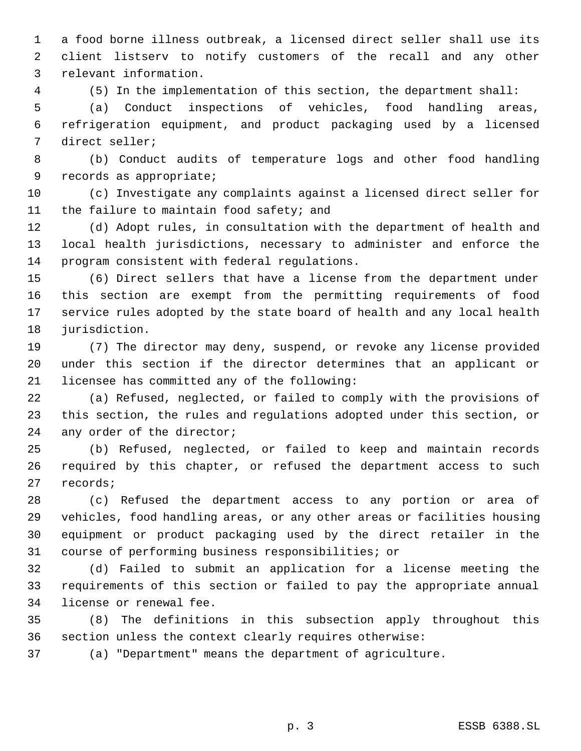a food borne illness outbreak, a licensed direct seller shall use its client listserv to notify customers of the recall and any other relevant information.

(5) In the implementation of this section, the department shall:

(a) Conduct inspections of vehicles, food handling areas, refrigeration equipment, and product packaging used by a licensed direct seller;

(b) Conduct audits of temperature logs and other food handling records as appropriate;

(c) Investigate any complaints against a licensed direct seller for the failure to maintain food safety; and

(d) Adopt rules, in consultation with the department of health and local health jurisdictions, necessary to administer and enforce the program consistent with federal regulations.

(6) Direct sellers that have a license from the department under this section are exempt from the permitting requirements of food service rules adopted by the state board of health and any local health jurisdiction.

(7) The director may deny, suspend, or revoke any license provided under this section if the director determines that an applicant or licensee has committed any of the following:

(a) Refused, neglected, or failed to comply with the provisions of this section, the rules and regulations adopted under this section, or any order of the director;

(b) Refused, neglected, or failed to keep and maintain records required by this chapter, or refused the department access to such records;

(c) Refused the department access to any portion or area of vehicles, food handling areas, or any other areas or facilities housing equipment or product packaging used by the direct retailer in the course of performing business responsibilities; or

(d) Failed to submit an application for a license meeting the requirements of this section or failed to pay the appropriate annual license or renewal fee.

(8) The definitions in this subsection apply throughout this section unless the context clearly requires otherwise:

(a) "Department" means the department of agriculture.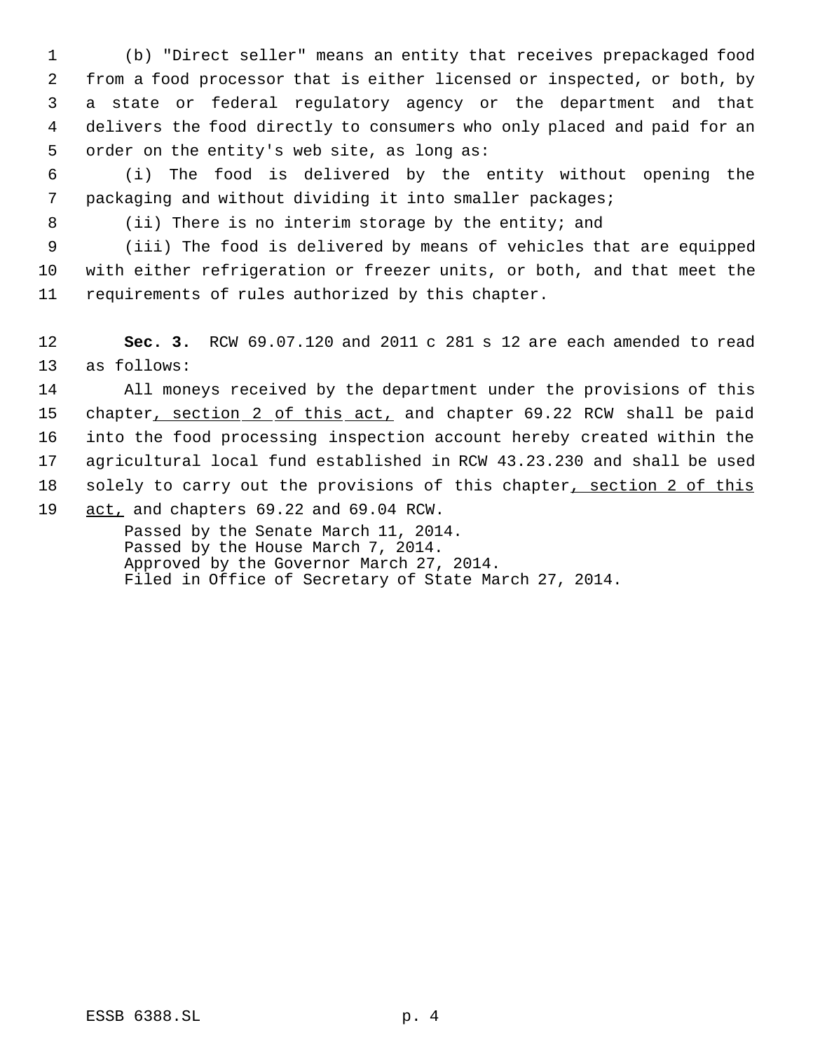(b) "Direct seller" means an entity that receives prepackaged food from a food processor that is either licensed or inspected, or both, by a state or federal regulatory agency or the department and that delivers the food directly to consumers who only placed and paid for an order on the entity's web site, as long as:

(i) The food is delivered by the entity without opening the packaging and without dividing it into smaller packages;

(ii) There is no interim storage by the entity; and

(iii) The food is delivered by means of vehicles that are equipped with either refrigeration or freezer units, or both, and that meet the requirements of rules authorized by this chapter.

**Sec. 3.** RCW 69.07.120 and 2011 c 281 s 12 are each amended to read as follows:

All moneys received by the department under the provisions of this chapter, section 2 of this act, and chapter 69.22 RCW shall be paid into the food processing inspection account hereby created within the agricultural local fund established in RCW 43.23.230 and shall be used solely to carry out the provisions of this chapter, section 2 of this act, and chapters 69.22 and 69.04 RCW.

Passed by the Senate March 11, 2014.
Passed by the House March 7, 2014.
Approved by the Governor March 27, 2014.
Filed in Office of Secretary of State March 27, 2014.